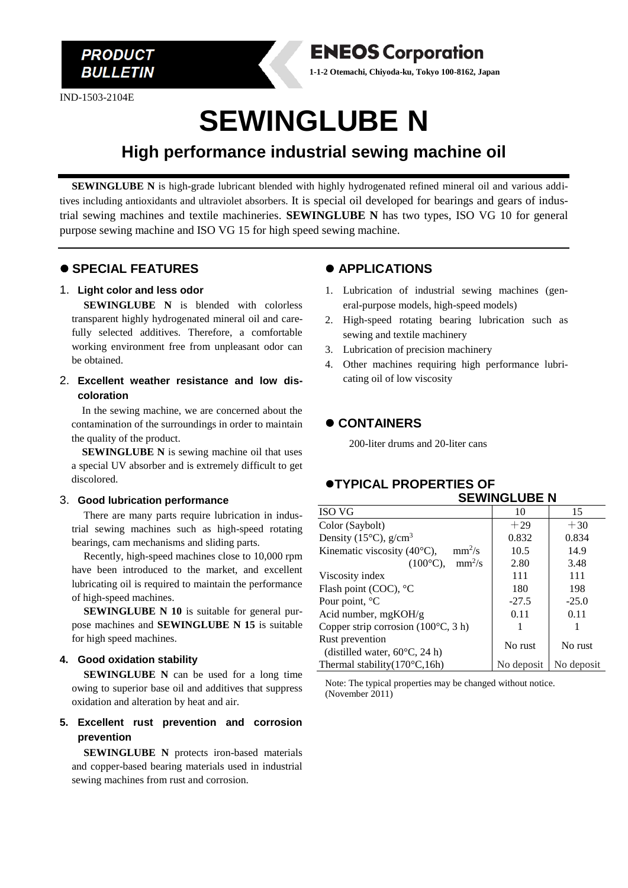PRODUCT BULLETIN

**ENEOS Corporation**

1-1-2 Otemachi, Chiyoda-ku, Tokyo 100-8162, Japan

IND-1503-2104E

# SEWINGLUBE N

## High performance industrial sewing machine oil

**SEWINGLUBE N** is high-grade lubricant blended with highly hydrogenated refined mineral oil and various additives including antioxidants and ultraviolet absorbers. It is special oil developed for bearings and gears of industrial sewing machines and textile machineries. **SEWINGLUBE N** has two types, ISO VG 10 for general purpose sewing machine and ISO VG 15 for high speed sewing machine.

## ● SPECIAL FEATURES

### 1. Light color and less odor

**SEWINGLUBE N** is blended with colorless transparent highly hydrogenated mineral oil and carefully selected additives. Therefore, a comfortable working environment free from unpleasant odor can be obtained.

### 2. Excellent weather resistance and low discoloration

In the sewing machine, we are concerned about the contamination of the surroundings in order to maintain the quality of the product.

**SEWINGLUBE N** is sewing machine oil that uses a special UV absorber and is extremely difficult to get discolored.

### 3. Good lubrication performance

There are many parts require lubrication in industrial sewing machines such as high-speed rotating bearings, cam mechanisms and sliding parts.

Recently, high-speed machines close to 10,000 rpm have been introduced to the market, and excellent lubricating oil is required to maintain the performance of high-speed machines.

**SEWINGLUBE N 10** is suitable for general purpose machines and **SEWINGLUBE N 15** is suitable for high speed machines.

### 4. Good oxidation stability

**SEWINGLUBE N** can be used for a long time owing to superior base oil and additives that suppress oxidation and alteration by heat and air.

### 5. Excellent rust prevention and corrosion prevention

**SEWINGLUBE N** protects iron-based materials and copper-based bearing materials used in industrial sewing machines from rust and corrosion.

## ● APPLICATIONS

1. Lubrication of industrial sewing machines (general-purpose models, high-speed models)
2. High-speed rotating bearing lubrication such as sewing and textile machinery
3. Lubrication of precision machinery
4. Other machines requiring high performance lubricating oil of low viscosity

## ● CONTAINERS

200-liter drums and 20-liter cans

## ●TYPICAL PROPERTIES OF SEWINGLUBE N

| ISO VG | 10 | 15 |
|---|---|---|
| Color (Saybolt) | +29 | +30 |
| Density (15°C), g/cm$^3$ | 0.832 | 0.834 |
| Kinematic viscosity (40°C), mm$^2$/s | 10.5 | 14.9 |
| (100°C), mm$^2$/s | 2.80 | 3.48 |
| Viscosity index | 111 | 111 |
| Flash point (COC), °C | 180 | 198 |
| Pour point, °C | -27.5 | -25.0 |
| Acid number, mgKOH/g | 0.11 | 0.11 |
| Copper strip corrosion (100°C, 3 h) | 1 | 1 |
| Rust prevention (distilled water, 60°C, 24 h) | No rust | No rust |
| Thermal stability(170°C,16h) | No deposit | No deposit |

Note: The typical properties may be changed without notice.
(November 2011)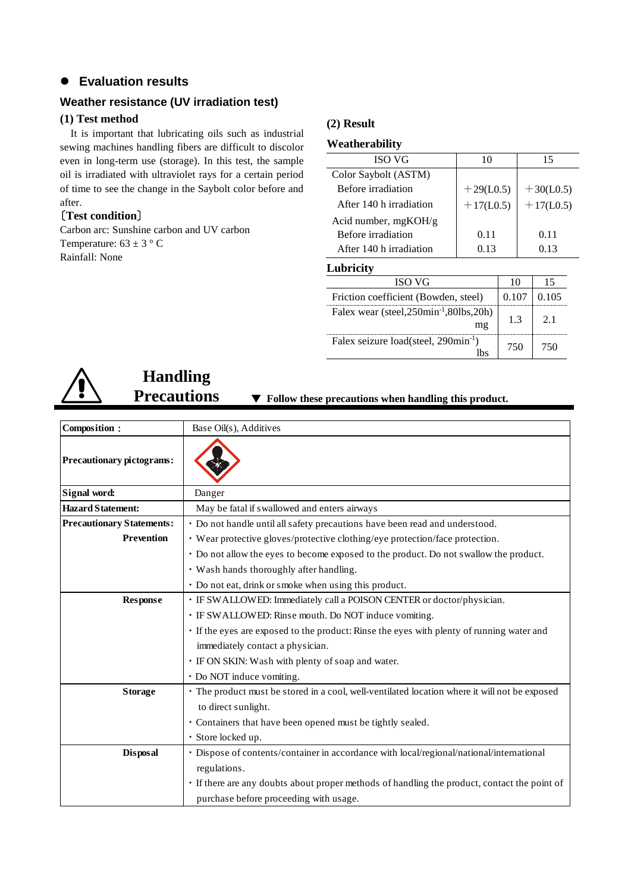## Evaluation results

### Weather resistance (UV irradiation test)

#### (1) Test method

It is important that lubricating oils such as industrial sewing machines handling fibers are difficult to discolor even in long-term use (storage). In this test, the sample oil is irradiated with ultraviolet rays for a certain period of time to see the change in the Saybolt color before and after.

〔Test condition〕

Carbon arc: Sunshine carbon and UV carbon
Temperature: 63 ± 3 ° C
Rainfall: None

#### (2) Result

**Weatherability**

| ISO VG | 10 | 15 |
|---|---|---|
| Color Saybolt (ASTM) | | |
| Before irradiation | +29(L0.5) | +30(L0.5) |
| After 140 h irradiation | +17(L0.5) | +17(L0.5) |
| Acid number, mgKOH/g | | |
| Before irradiation | 0.11 | 0.11 |
| After 140 h irradiation | 0.13 | 0.13 |

**Lubricity**

| ISO VG | 10 | 15 |
|---|---|---|
| Friction coefficient (Bowden, steel) | 0.107 | 0.105 |
| Falex wear (steel, 250min$^{-1}$, 80lbs, 20h) mg | 1.3 | 2.1 |
| Falex seizure load (steel, 290min$^{-1}$) lbs | 750 | 750 |

## Handling Precautions

▼ Follow these precautions when handling this product.

| | |
|---|---|
| **Composition：** | Base Oil(s), Additives |
| **Precautionary pictograms:** | |
| **Signal word:** | Danger |
| **Hazard Statement:** | May be fatal if swallowed and enters airways |
| **Precautionary Statements: Prevention** | ・Do not handle until all safety precautions have been read and understood.<br>・Wear protective gloves/protective clothing/eye protection/face protection.<br>・Do not allow the eyes to become exposed to the product. Do not swallow the product.<br>・Wash hands thoroughly after handling.<br>・Do not eat, drink or smoke when using this product. |
| **Response** | ・IF SWALLOWED: Immediately call a POISON CENTER or doctor/physician.<br>・IF SWALLOWED: Rinse mouth. Do NOT induce vomiting.<br>・If the eyes are exposed to the product: Rinse the eyes with plenty of running water and immediately contact a physician.<br>・IF ON SKIN: Wash with plenty of soap and water.<br>・Do NOT induce vomiting. |
| **Storage** | ・The product must be stored in a cool, well-ventilated location where it will not be exposed to direct sunlight.<br>・Containers that have been opened must be tightly sealed.<br>・Store locked up. |
| **Disposal** | ・Dispose of contents/container in accordance with local/regional/national/international regulations.<br>・If there are any doubts about proper methods of handling the product, contact the point of purchase before proceeding with usage. |